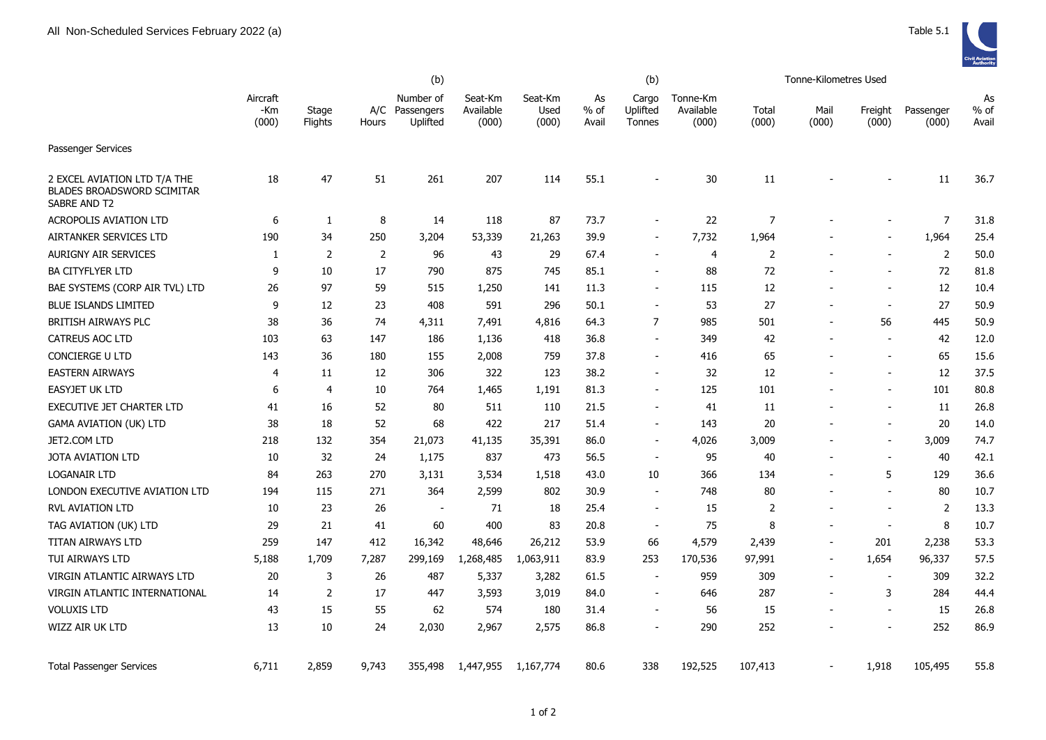All Non-Scheduled Services February 2022 (a)

Table 5.1

| | Aircraft -Km (000) | Stage Flights | A/C Hours | (b) Number of Passengers Uplifted | Seat-Km Available (000) | Seat-Km Used (000) | As % of Avail | (b) Cargo Uplifted Tonnes | Tonne-Km Available (000) | Tonne-Kilometres Used Total (000) | Mail (000) | Freight (000) | Passenger (000) | As % of Avail |
|---|---|---|---|---|---|---|---|---|---|---|---|---|---|---|
| Passenger Services | | | | | | | | | | | | | | |
| 2 EXCEL AVIATION LTD T/A THE BLADES BROADSWORD SCIMITAR SABRE AND T2 | 18 | 47 | 51 | 261 | 207 | 114 | 55.1 | - | 30 | 11 | - | - | 11 | 36.7 |
| ACROPOLIS AVIATION LTD | 6 | 1 | 8 | 14 | 118 | 87 | 73.7 | - | 22 | 7 | - | - | 7 | 31.8 |
| AIRTANKER SERVICES LTD | 190 | 34 | 250 | 3,204 | 53,339 | 21,263 | 39.9 | - | 7,732 | 1,964 | - | - | 1,964 | 25.4 |
| AURIGNY AIR SERVICES | 1 | 2 | 2 | 96 | 43 | 29 | 67.4 | - | 4 | 2 | - | - | 2 | 50.0 |
| BA CITYFLYER LTD | 9 | 10 | 17 | 790 | 875 | 745 | 85.1 | - | 88 | 72 | - | - | 72 | 81.8 |
| BAE SYSTEMS (CORP AIR TVL) LTD | 26 | 97 | 59 | 515 | 1,250 | 141 | 11.3 | - | 115 | 12 | - | - | 12 | 10.4 |
| BLUE ISLANDS LIMITED | 9 | 12 | 23 | 408 | 591 | 296 | 50.1 | - | 53 | 27 | - | - | 27 | 50.9 |
| BRITISH AIRWAYS PLC | 38 | 36 | 74 | 4,311 | 7,491 | 4,816 | 64.3 | 7 | 985 | 501 | - | 56 | 445 | 50.9 |
| CATREUS AOC LTD | 103 | 63 | 147 | 186 | 1,136 | 418 | 36.8 | - | 349 | 42 | - | - | 42 | 12.0 |
| CONCIERGE U LTD | 143 | 36 | 180 | 155 | 2,008 | 759 | 37.8 | - | 416 | 65 | - | - | 65 | 15.6 |
| EASTERN AIRWAYS | 4 | 11 | 12 | 306 | 322 | 123 | 38.2 | - | 32 | 12 | - | - | 12 | 37.5 |
| EASYJET UK LTD | 6 | 4 | 10 | 764 | 1,465 | 1,191 | 81.3 | - | 125 | 101 | - | - | 101 | 80.8 |
| EXECUTIVE JET CHARTER LTD | 41 | 16 | 52 | 80 | 511 | 110 | 21.5 | - | 41 | 11 | - | - | 11 | 26.8 |
| GAMA AVIATION (UK) LTD | 38 | 18 | 52 | 68 | 422 | 217 | 51.4 | - | 143 | 20 | - | - | 20 | 14.0 |
| JET2.COM LTD | 218 | 132 | 354 | 21,073 | 41,135 | 35,391 | 86.0 | - | 4,026 | 3,009 | - | - | 3,009 | 74.7 |
| JOTA AVIATION LTD | 10 | 32 | 24 | 1,175 | 837 | 473 | 56.5 | - | 95 | 40 | - | - | 40 | 42.1 |
| LOGANAIR LTD | 84 | 263 | 270 | 3,131 | 3,534 | 1,518 | 43.0 | 10 | 366 | 134 | - | 5 | 129 | 36.6 |
| LONDON EXECUTIVE AVIATION LTD | 194 | 115 | 271 | 364 | 2,599 | 802 | 30.9 | - | 748 | 80 | - | - | 80 | 10.7 |
| RVL AVIATION LTD | 10 | 23 | 26 | - | 71 | 18 | 25.4 | - | 15 | 2 | - | - | 2 | 13.3 |
| TAG AVIATION (UK) LTD | 29 | 21 | 41 | 60 | 400 | 83 | 20.8 | - | 75 | 8 | - | - | 8 | 10.7 |
| TITAN AIRWAYS LTD | 259 | 147 | 412 | 16,342 | 48,646 | 26,212 | 53.9 | 66 | 4,579 | 2,439 | - | 201 | 2,238 | 53.3 |
| TUI AIRWAYS LTD | 5,188 | 1,709 | 7,287 | 299,169 | 1,268,485 | 1,063,911 | 83.9 | 253 | 170,536 | 97,991 | - | 1,654 | 96,337 | 57.5 |
| VIRGIN ATLANTIC AIRWAYS LTD | 20 | 3 | 26 | 487 | 5,337 | 3,282 | 61.5 | - | 959 | 309 | - | - | 309 | 32.2 |
| VIRGIN ATLANTIC INTERNATIONAL | 14 | 2 | 17 | 447 | 3,593 | 3,019 | 84.0 | - | 646 | 287 | - | 3 | 284 | 44.4 |
| VOLUXIS LTD | 43 | 15 | 55 | 62 | 574 | 180 | 31.4 | - | 56 | 15 | - | - | 15 | 26.8 |
| WIZZ AIR UK LTD | 13 | 10 | 24 | 2,030 | 2,967 | 2,575 | 86.8 | - | 290 | 252 | - | - | 252 | 86.9 |
| Total Passenger Services | 6,711 | 2,859 | 9,743 | 355,498 | 1,447,955 | 1,167,774 | 80.6 | 338 | 192,525 | 107,413 | - | 1,918 | 105,495 | 55.8 |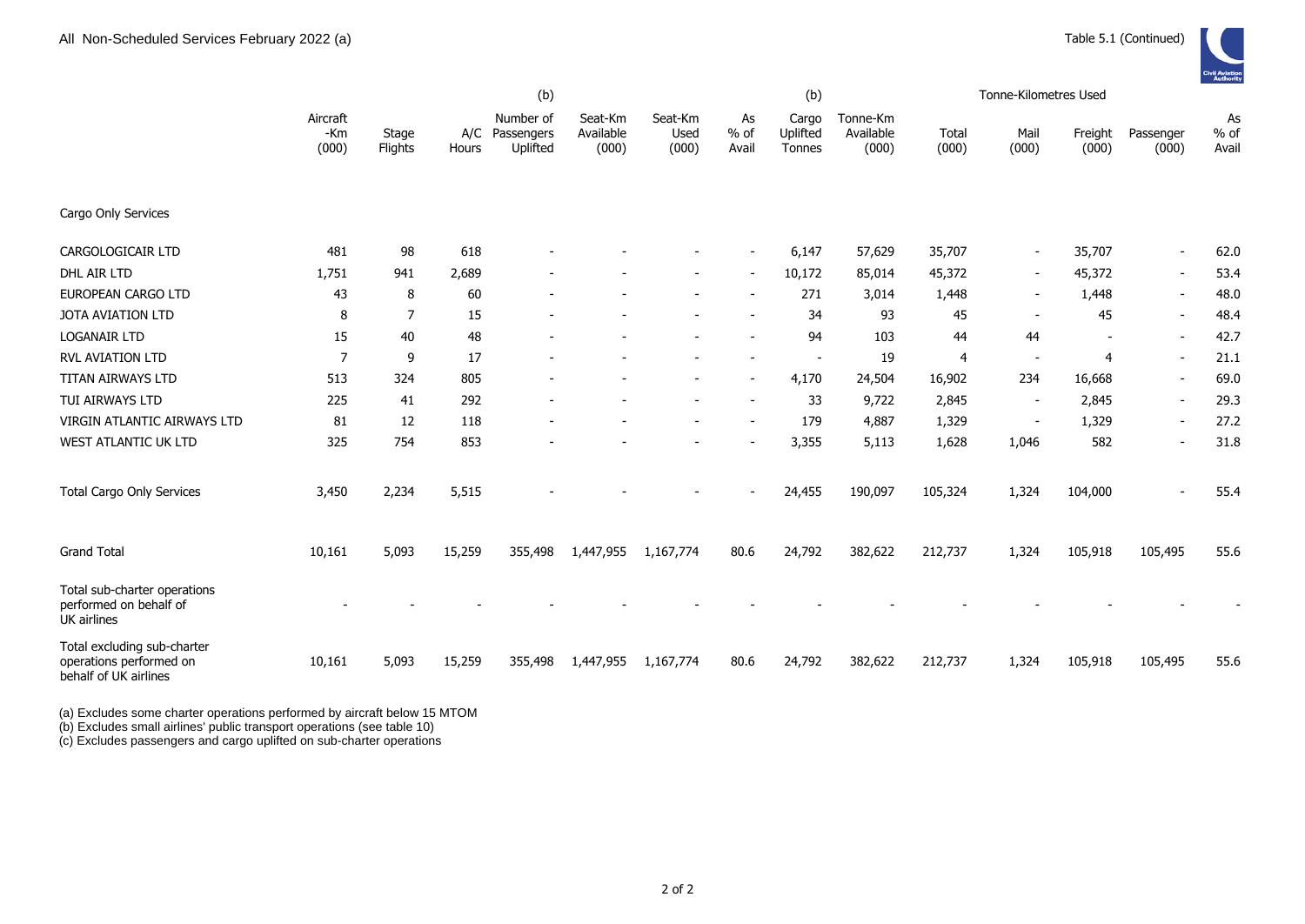All Non-Scheduled Services February 2022 (a)

Table 5.1 (Continued)

| | Aircraft -Km (000) | Stage Flights | A/C Hours | (b) Number of Passengers Uplifted | Seat-Km Available (000) | Seat-Km Used (000) | As % of Avail | (b) Cargo Uplifted Tonnes | Tonne-Km Available (000) | Tonne-Kilometres Used Total (000) | Mail (000) | Freight (000) | Passenger (000) | As % of Avail |
|---|---|---|---|---|---|---|---|---|---|---|---|---|---|---|
| Cargo Only Services | | | | | | | | | | | | | | |
| CARGOLOGICAIR LTD | 481 | 98 | 618 | - | - | - | - | 6,147 | 57,629 | 35,707 | - | 35,707 | - | 62.0 |
| DHL AIR LTD | 1,751 | 941 | 2,689 | - | - | - | - | 10,172 | 85,014 | 45,372 | - | 45,372 | - | 53.4 |
| EUROPEAN CARGO LTD | 43 | 8 | 60 | - | - | - | - | 271 | 3,014 | 1,448 | - | 1,448 | - | 48.0 |
| JOTA AVIATION LTD | 8 | 7 | 15 | - | - | - | - | 34 | 93 | 45 | - | 45 | - | 48.4 |
| LOGANAIR LTD | 15 | 40 | 48 | - | - | - | - | 94 | 103 | 44 | 44 | - | - | 42.7 |
| RVL AVIATION LTD | 7 | 9 | 17 | - | - | - | - | - | 19 | 4 | - | 4 | - | 21.1 |
| TITAN AIRWAYS LTD | 513 | 324 | 805 | - | - | - | - | 4,170 | 24,504 | 16,902 | 234 | 16,668 | - | 69.0 |
| TUI AIRWAYS LTD | 225 | 41 | 292 | - | - | - | - | 33 | 9,722 | 2,845 | - | 2,845 | - | 29.3 |
| VIRGIN ATLANTIC AIRWAYS LTD | 81 | 12 | 118 | - | - | - | - | 179 | 4,887 | 1,329 | - | 1,329 | - | 27.2 |
| WEST ATLANTIC UK LTD | 325 | 754 | 853 | - | - | - | - | 3,355 | 5,113 | 1,628 | 1,046 | 582 | - | 31.8 |
| Total Cargo Only Services | 3,450 | 2,234 | 5,515 | - | - | - | - | 24,455 | 190,097 | 105,324 | 1,324 | 104,000 | - | 55.4 |
| Grand Total | 10,161 | 5,093 | 15,259 | 355,498 | 1,447,955 | 1,167,774 | 80.6 | 24,792 | 382,622 | 212,737 | 1,324 | 105,918 | 105,495 | 55.6 |
| Total sub-charter operations performed on behalf of UK airlines | - | - | - | - | - | - | - | - | - | - | - | - | - | - |
| Total excluding sub-charter operations performed on behalf of UK airlines | 10,161 | 5,093 | 15,259 | 355,498 | 1,447,955 | 1,167,774 | 80.6 | 24,792 | 382,622 | 212,737 | 1,324 | 105,918 | 105,495 | 55.6 |

(a) Excludes some charter operations performed by aircraft below 15 MTOM
(b) Excludes small airlines' public transport operations (see table 10)
(c) Excludes passengers and cargo uplifted on sub-charter operations